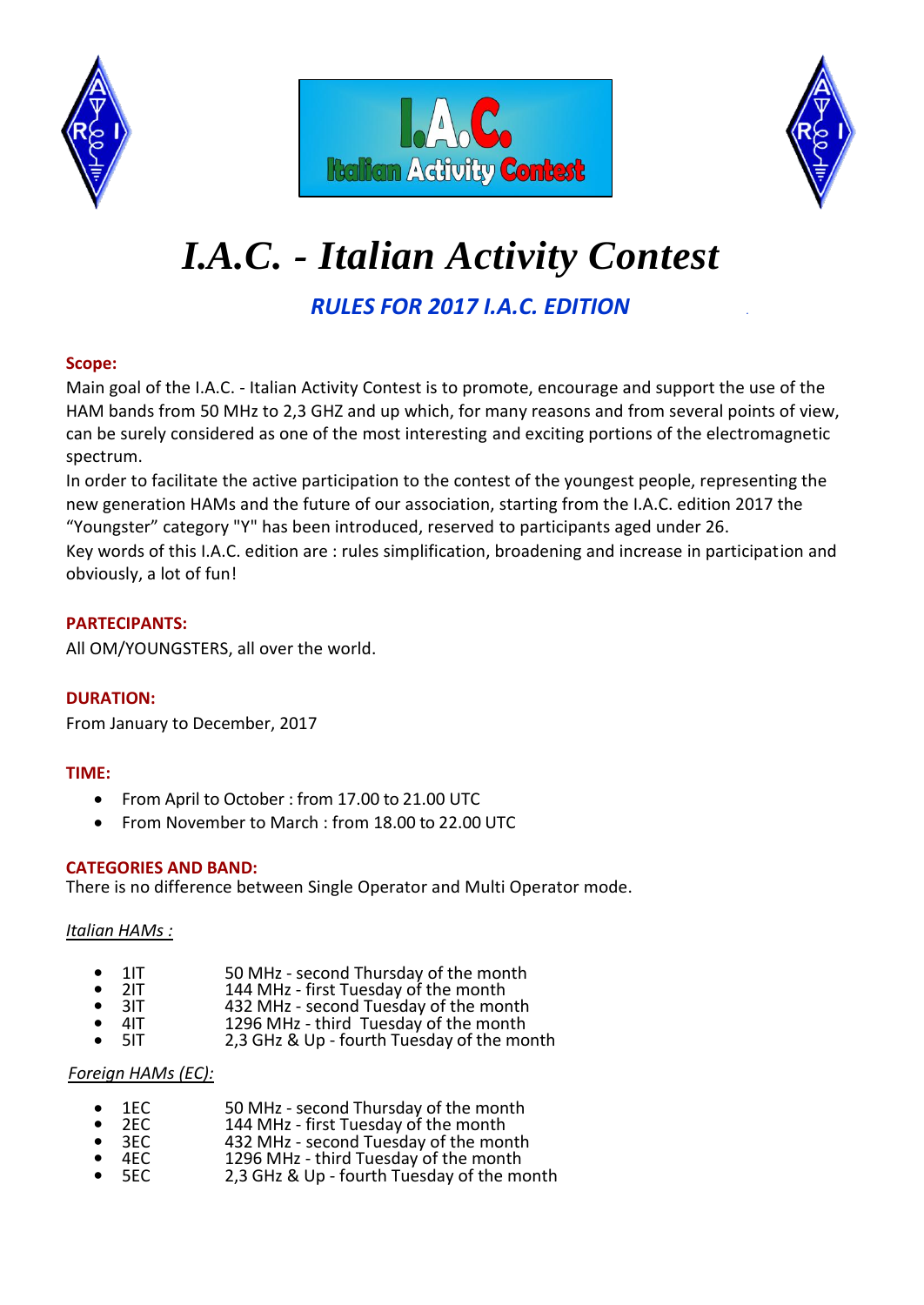# I.A.C. - Italian Activity Contest

## *RULES FOR 2017 I.A.C. EDITION*

**Scope:**

Main goal of the I.A.C. - Italian Activity Contest is to promote, encourage and support the use of the HAM bands from 50 MHz to 2,3 GHZ and up which, for many reasons and from several points of view, can be surely considered as one of the most interesting and exciting portions of the electromagnetic spectrum.

In order to facilitate the active participation to the contest of the youngest people, representing the new generation HAMs and the future of our association, starting from the I.A.C. edition 2017 the "Youngster" category "Y" has been introduced, reserved to participants aged under 26.

Key words of this I.A.C. edition are : rules simplification, broadening and increase in participation and obviously, a lot of fun!

**PARTECIPANTS:**

All OM/YOUNGSTERS, all over the world.

**DURATION:**

From January to December, 2017

**TIME:**

- From April to October : from 17.00 to 21.00 UTC
- From November to March : from 18.00 to 22.00 UTC

**CATEGORIES AND BAND:**

There is no difference between Single Operator and Multi Operator mode.

*Italian HAMs :*

- 1IT 50 MHz - second Thursday of the month
- 2IT 144 MHz - first Tuesday of the month
- 3IT 432 MHz - second Tuesday of the month
- 4IT 1296 MHz - third Tuesday of the month
- 5IT 2,3 GHz & Up - fourth Tuesday of the month

*Foreign HAMs (EC):*

- 1EC 50 MHz - second Thursday of the month
- 2EC 144 MHz - first Tuesday of the month
- 3EC 432 MHz - second Tuesday of the month
- 4EC 1296 MHz - third Tuesday of the month
- 5EC 2,3 GHz & Up - fourth Tuesday of the month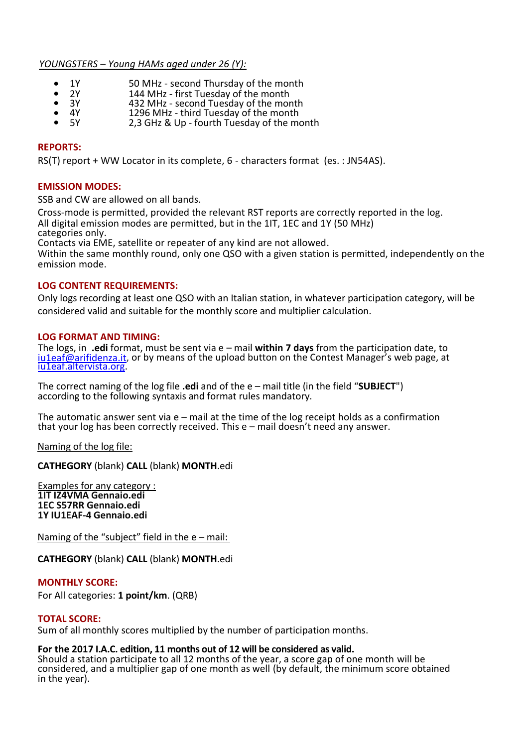*YOUNGSTERS – Young HAMs aged under 26 (Y):*

- 1Y 50 MHz - second Thursday of the month
- 2Y 144 MHz - first Tuesday of the month
- 3Y 432 MHz - second Tuesday of the month
- 4Y 1296 MHz - third Tuesday of the month
- 5Y 2,3 GHz & Up - fourth Tuesday of the month

### REPORTS:

RS(T) report + WW Locator in its complete, 6 - characters format (es. : JN54AS).

### EMISSION MODES:

SSB and CW are allowed on all bands.

Cross-mode is permitted, provided the relevant RST reports are correctly reported in the log.
All digital emission modes are permitted, but in the 1IT, 1EC and 1Y (50 MHz) categories only.
Contacts via EME, satellite or repeater of any kind are not allowed.
Within the same monthly round, only one QSO with a given station is permitted, independently on the emission mode.

### LOG CONTENT REQUIREMENTS:

Only logs recording at least one QSO with an Italian station, in whatever participation category, will be considered valid and suitable for the monthly score and multiplier calculation.

### LOG FORMAT AND TIMING:

The logs, in **.edi** format, must be sent via e – mail **within 7 days** from the participation date, to iu1eaf@arifidenza.it, or by means of the upload button on the Contest Manager's web page, at iu1eaf.altervista.org.

The correct naming of the log file **.edi** and of the e – mail title (in the field "**SUBJECT**") according to the following syntaxis and format rules mandatory.

The automatic answer sent via e – mail at the time of the log receipt holds as a confirmation that your log has been correctly received. This e – mail doesn't need any answer.

Naming of the log file:

**CATHEGORY** (blank) **CALL** (blank) **MONTH**.edi

Examples for any category :
**1IT IZ4VMA Gennaio.edi**
**1EC S57RR Gennaio.edi**
**1Y IU1EAF-4 Gennaio.edi**

Naming of the "subject" field in the e – mail:

**CATHEGORY** (blank) **CALL** (blank) **MONTH**.edi

### MONTHLY SCORE:

For All categories: **1 point/km**. (QRB)

### TOTAL SCORE:

Sum of all monthly scores multiplied by the number of participation months.

**For the 2017 I.A.C. edition, 11 months out of 12 will be considered as valid.**
Should a station participate to all 12 months of the year, a score gap of one month will be considered, and a multiplier gap of one month as well (by default, the minimum score obtained in the year).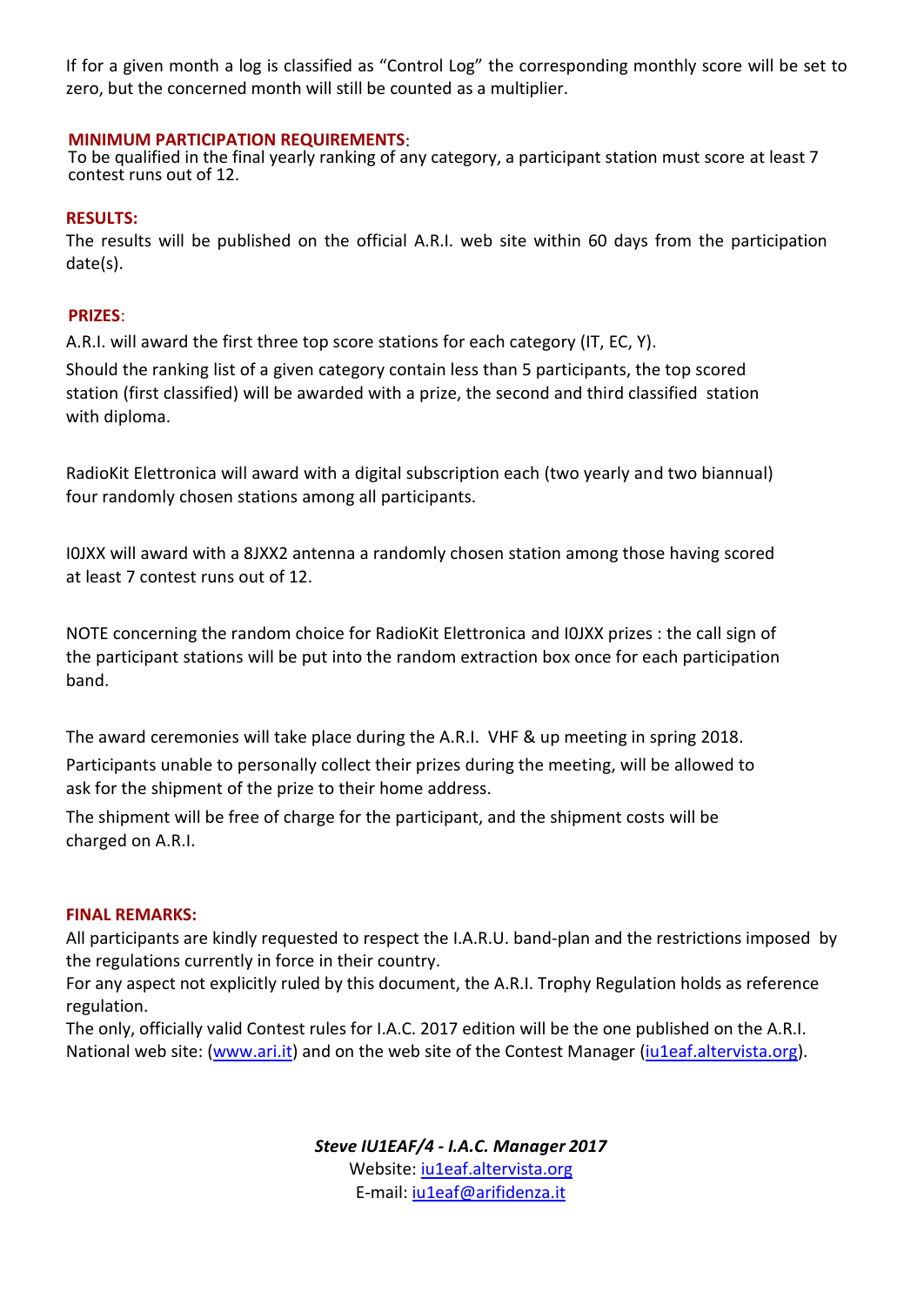If for a given month a log is classified as “Control Log” the corresponding monthly score will be set to zero, but the concerned month will still be counted as a multiplier.

**MINIMUM PARTICIPATION REQUIREMENTS**:
To be qualified in the final yearly ranking of any category, a participant station must score at least 7 contest runs out of 12.

**RESULTS:**
The results will be published on the official A.R.I. web site within 60 days from the participation date(s).

**PRIZES**:
A.R.I. will award the first three top score stations for each category (IT, EC, Y).
Should the ranking list of a given category contain less than 5 participants, the top scored station (first classified) will be awarded with a prize, the second and third classified station with diploma.

RadioKit Elettronica will award with a digital subscription each (two yearly and two biannual) four randomly chosen stations among all participants.

I0JXX will award with a 8JXX2 antenna a randomly chosen station among those having scored at least 7 contest runs out of 12.

NOTE concerning the random choice for RadioKit Elettronica and I0JXX prizes : the call sign of the participant stations will be put into the random extraction box once for each participation band.

The award ceremonies will take place during the A.R.I. VHF & up meeting in spring 2018.
Participants unable to personally collect their prizes during the meeting, will be allowed to ask for the shipment of the prize to their home address.
The shipment will be free of charge for the participant, and the shipment costs will be charged on A.R.I.

**FINAL REMARKS:**
All participants are kindly requested to respect the I.A.R.U. band-plan and the restrictions imposed by the regulations currently in force in their country.
For any aspect not explicitly ruled by this document, the A.R.I. Trophy Regulation holds as reference regulation.
The only, officially valid Contest rules for I.A.C. 2017 edition will be the one published on the A.R.I. National web site: (www.ari.it) and on the web site of the Contest Manager (iu1eaf.altervista.org).

***Steve IU1EAF/4 - I.A.C. Manager 2017***
Website: iu1eaf.altervista.org
E-mail: iu1eaf@arifidenza.it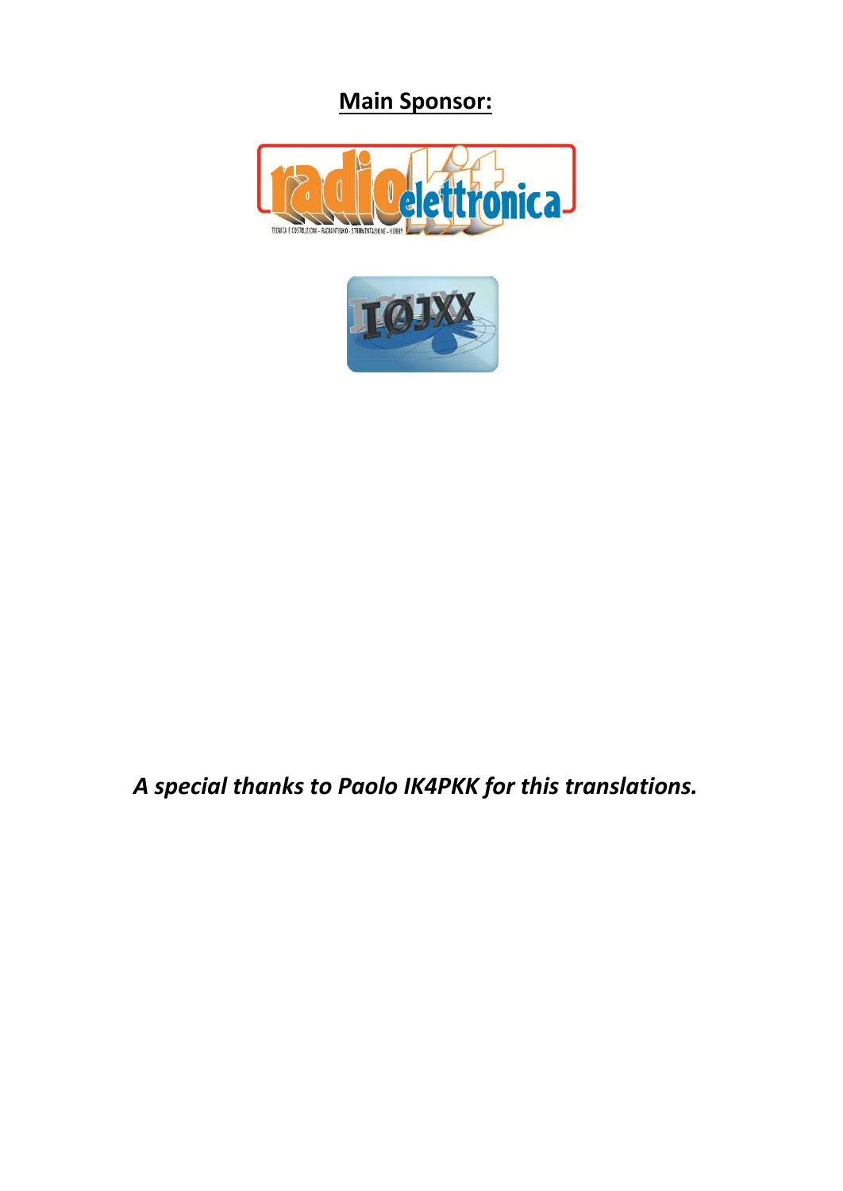**Main Sponsor:**

*A special thanks to Paolo IK4PKK for this translations.*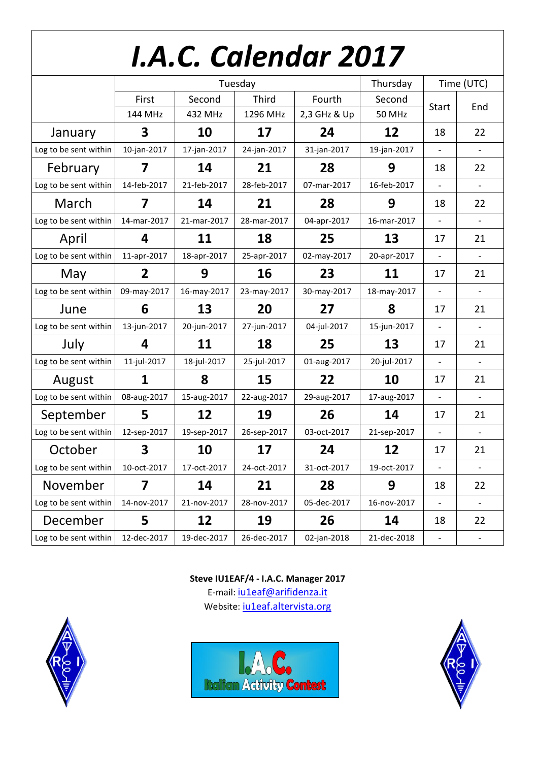# I.A.C. Calendar 2017

| | Tuesday | | | | Thursday | Time (UTC) | |
|---|---|---|---|---|---|---|---|
| | First | Second | Third | Fourth | Second | Start | End |
| | 144 MHz | 432 MHz | 1296 MHz | 2,3 GHz & Up | 50 MHz | | |
| January | **3** | **10** | **17** | **24** | **12** | 18 | 22 |
| Log to be sent within | 10-jan-2017 | 17-jan-2017 | 24-jan-2017 | 31-jan-2017 | 19-jan-2017 | - | - |
| February | **7** | **14** | **21** | **28** | **9** | 18 | 22 |
| Log to be sent within | 14-feb-2017 | 21-feb-2017 | 28-feb-2017 | 07-mar-2017 | 16-feb-2017 | - | - |
| March | **7** | **14** | **21** | **28** | **9** | 18 | 22 |
| Log to be sent within | 14-mar-2017 | 21-mar-2017 | 28-mar-2017 | 04-apr-2017 | 16-mar-2017 | - | - |
| April | **4** | **11** | **18** | **25** | **13** | 17 | 21 |
| Log to be sent within | 11-apr-2017 | 18-apr-2017 | 25-apr-2017 | 02-may-2017 | 20-apr-2017 | - | - |
| May | **2** | **9** | **16** | **23** | **11** | 17 | 21 |
| Log to be sent within | 09-may-2017 | 16-may-2017 | 23-may-2017 | 30-may-2017 | 18-may-2017 | - | - |
| June | **6** | **13** | **20** | **27** | **8** | 17 | 21 |
| Log to be sent within | 13-jun-2017 | 20-jun-2017 | 27-jun-2017 | 04-jul-2017 | 15-jun-2017 | - | - |
| July | **4** | **11** | **18** | **25** | **13** | 17 | 21 |
| Log to be sent within | 11-jul-2017 | 18-jul-2017 | 25-jul-2017 | 01-aug-2017 | 20-jul-2017 | - | - |
| August | **1** | **8** | **15** | **22** | **10** | 17 | 21 |
| Log to be sent within | 08-aug-2017 | 15-aug-2017 | 22-aug-2017 | 29-aug-2017 | 17-aug-2017 | - | - |
| September | **5** | **12** | **19** | **26** | **14** | 17 | 21 |
| Log to be sent within | 12-sep-2017 | 19-sep-2017 | 26-sep-2017 | 03-oct-2017 | 21-sep-2017 | - | - |
| October | **3** | **10** | **17** | **24** | **12** | 17 | 21 |
| Log to be sent within | 10-oct-2017 | 17-oct-2017 | 24-oct-2017 | 31-oct-2017 | 19-oct-2017 | - | - |
| November | **7** | **14** | **21** | **28** | **9** | 18 | 22 |
| Log to be sent within | 14-nov-2017 | 21-nov-2017 | 28-nov-2017 | 05-dec-2017 | 16-nov-2017 | - | - |
| December | **5** | **12** | **19** | **26** | **14** | 18 | 22 |
| Log to be sent within | 12-dec-2017 | 19-dec-2017 | 26-dec-2017 | 02-jan-2018 | 21-dec-2018 | - | - |

**Steve IU1EAF/4 - I.A.C. Manager 2017**

E-mail: iu1eaf@arifidenza.it

Website: iu1eaf.altervista.org